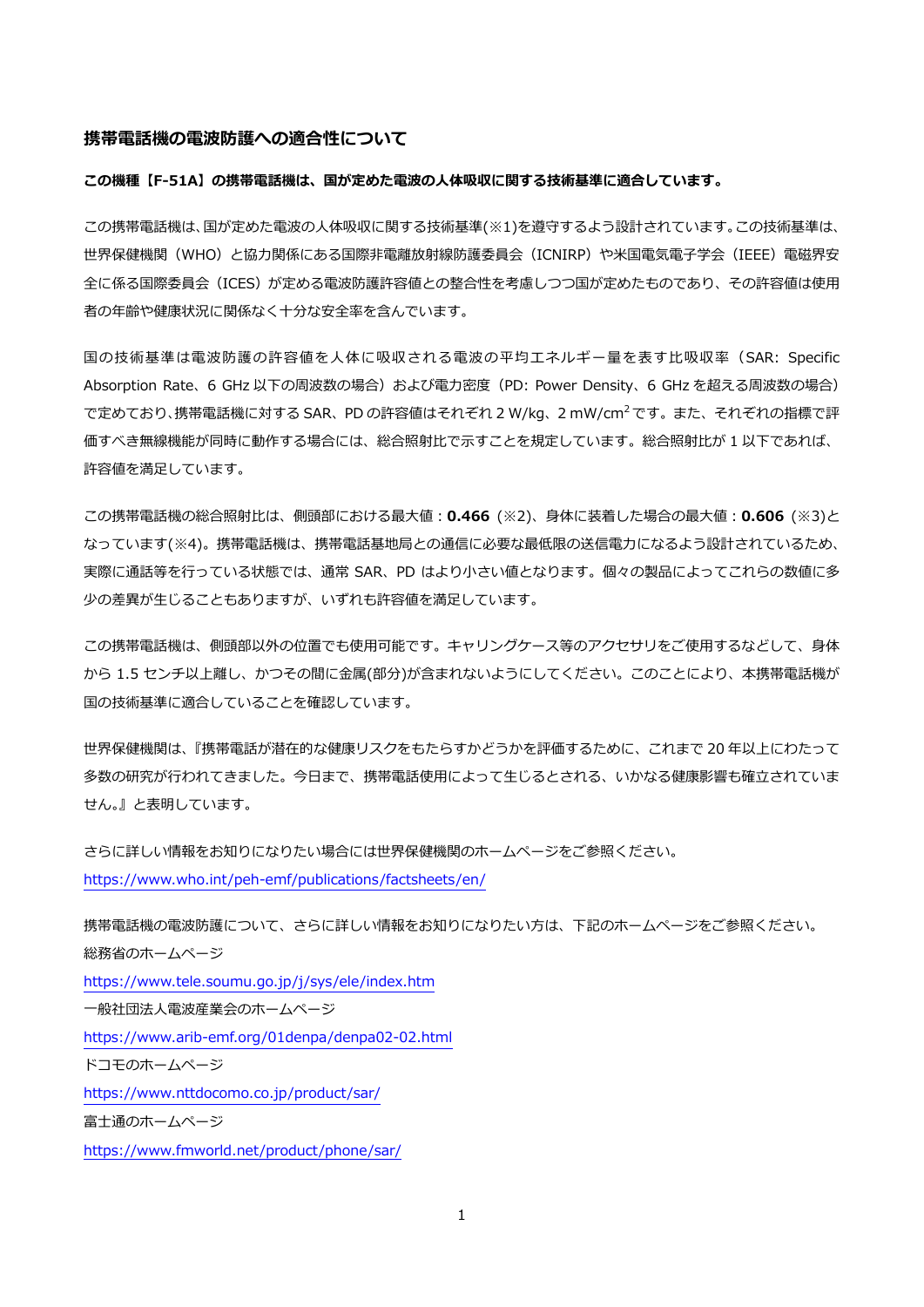## 携帯電話機の電波防護への適合性について

**この機種【F-51A】の携帯電話機は、国が定めた電波の人体吸収に関する技術基準に適合しています。**

この携帯電話機は、国が定めた電波の人体吸収に関する技術基準(※1)を遵守するよう設計されています。この技術基準は、世界保健機関（WHO）と協力関係にある国際非電離放射線防護委員会（ICNIRP）や米国電気電子学会（IEEE）電磁界安全に係る国際委員会（ICES）が定める電波防護許容値との整合性を考慮しつつ国が定めたものであり、その許容値は使用者の年齢や健康状況に関係なく十分な安全率を含んでいます。

国の技術基準は電波防護の許容値を人体に吸収される電波の平均エネルギー量を表す比吸収率（SAR: Specific Absorption Rate、6 GHz 以下の周波数の場合）および電力密度（PD: Power Density、6 GHz を超える周波数の場合）で定めており、携帯電話機に対する SAR、PD の許容値はそれぞれ 2 W/kg、2 mW/cm$^2$ です。また、それぞれの指標で評価すべき無線機能が同時に動作する場合には、総合照射比で示すことを規定しています。総合照射比が 1 以下であれば、許容値を満足しています。

この携帯電話機の総合照射比は、側頭部における最大値：**0.466**（※2)、身体に装着した場合の最大値：**0.606**（※3)となっています(※4)。携帯電話機は、携帯電話基地局との通信に必要な最低限の送信電力になるよう設計されているため、実際に通話等を行っている状態では、通常 SAR、PD はより小さい値となります。個々の製品によってこれらの数値に多少の差異が生じることもありますが、いずれも許容値を満足しています。

この携帯電話機は、側頭部以外の位置でも使用可能です。キャリングケース等のアクセサリをご使用するなどして、身体から 1.5 センチ以上離し、かつその間に金属(部分)が含まれないようにしてください。このことにより、本携帯電話機が国の技術基準に適合していることを確認しています。

世界保健機関は、『携帯電話が潜在的な健康リスクをもたらすかどうかを評価するために、これまで 20 年以上にわたって多数の研究が行われてきました。今日まで、携帯電話使用によって生じるとされる、いかなる健康影響も確立されていません。』と表明しています。

さらに詳しい情報をお知りになりたい場合には世界保健機関のホームページをご参照ください。
https://www.who.int/peh-emf/publications/factsheets/en/

携帯電話機の電波防護について、さらに詳しい情報をお知りになりたい方は、下記のホームページをご参照ください。
総務省のホームページ
https://www.tele.soumu.go.jp/j/sys/ele/index.htm
一般社団法人電波産業会のホームページ
https://www.arib-emf.org/01denpa/denpa02-02.html
ドコモのホームページ
https://www.nttdocomo.co.jp/product/sar/
富士通のホームページ
https://www.fmworld.net/product/phone/sar/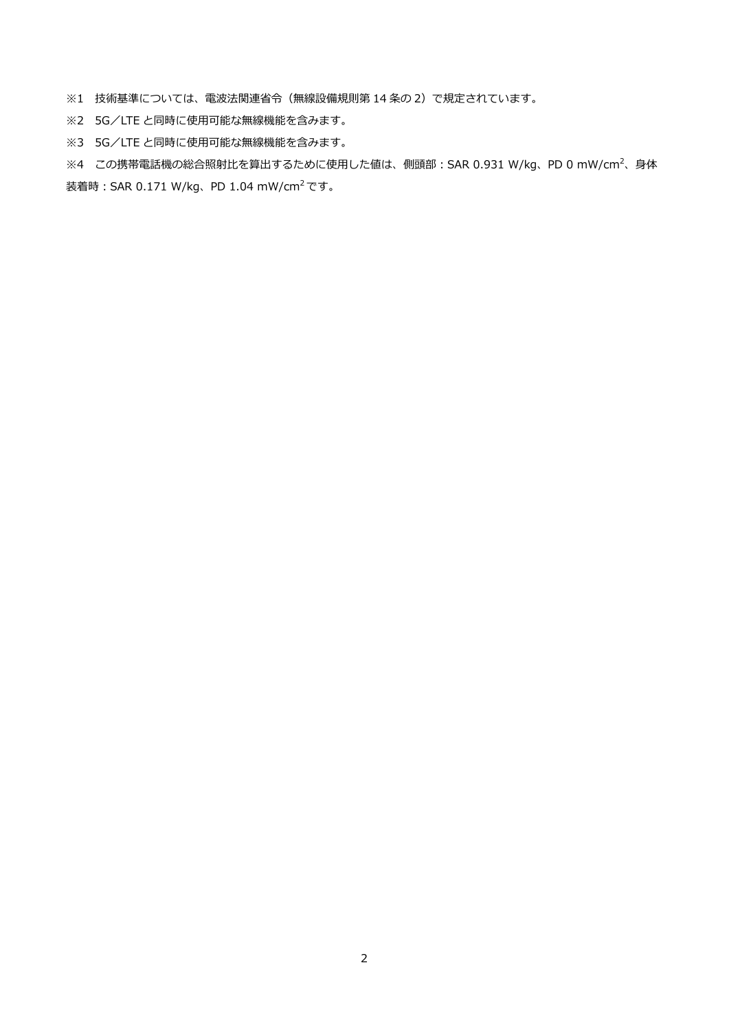※1　技術基準については、電波法関連省令（無線設備規則第 14 条の 2）で規定されています。

※2　5G／LTE と同時に使用可能な無線機能を含みます。

※3　5G／LTE と同時に使用可能な無線機能を含みます。

※4　この携帯電話機の総合照射比を算出するために使用した値は、側頭部：SAR 0.931 W/kg、PD 0 mW/$cm^2$、身体装着時：SAR 0.171 W/kg、PD 1.04 mW/$cm^2$ です。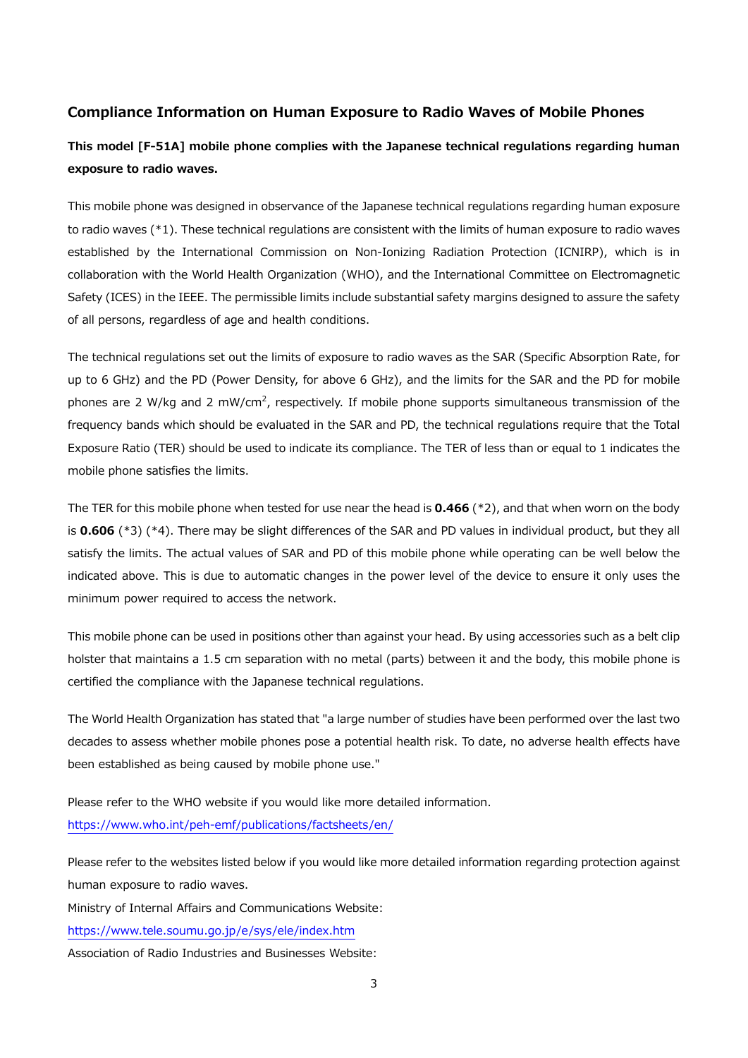## Compliance Information on Human Exposure to Radio Waves of Mobile Phones

**This model [F-51A] mobile phone complies with the Japanese technical regulations regarding human exposure to radio waves.**

This mobile phone was designed in observance of the Japanese technical regulations regarding human exposure to radio waves (*1). These technical regulations are consistent with the limits of human exposure to radio waves established by the International Commission on Non-Ionizing Radiation Protection (ICNIRP), which is in collaboration with the World Health Organization (WHO), and the International Committee on Electromagnetic Safety (ICES) in the IEEE. The permissible limits include substantial safety margins designed to assure the safety of all persons, regardless of age and health conditions.

The technical regulations set out the limits of exposure to radio waves as the SAR (Specific Absorption Rate, for up to 6 GHz) and the PD (Power Density, for above 6 GHz), and the limits for the SAR and the PD for mobile phones are 2 W/kg and 2 mW/cm$^2$, respectively. If mobile phone supports simultaneous transmission of the frequency bands which should be evaluated in the SAR and PD, the technical regulations require that the Total Exposure Ratio (TER) should be used to indicate its compliance. The TER of less than or equal to 1 indicates the mobile phone satisfies the limits.

The TER for this mobile phone when tested for use near the head is **0.466** (*2), and that when worn on the body is **0.606** (*3) (*4). There may be slight differences of the SAR and PD values in individual product, but they all satisfy the limits. The actual values of SAR and PD of this mobile phone while operating can be well below the indicated above. This is due to automatic changes in the power level of the device to ensure it only uses the minimum power required to access the network.

This mobile phone can be used in positions other than against your head. By using accessories such as a belt clip holster that maintains a 1.5 cm separation with no metal (parts) between it and the body, this mobile phone is certified the compliance with the Japanese technical regulations.

The World Health Organization has stated that "a large number of studies have been performed over the last two decades to assess whether mobile phones pose a potential health risk. To date, no adverse health effects have been established as being caused by mobile phone use."

Please refer to the WHO website if you would like more detailed information.
https://www.who.int/peh-emf/publications/factsheets/en/

Please refer to the websites listed below if you would like more detailed information regarding protection against human exposure to radio waves.
Ministry of Internal Affairs and Communications Website:
https://www.tele.soumu.go.jp/e/sys/ele/index.htm
Association of Radio Industries and Businesses Website: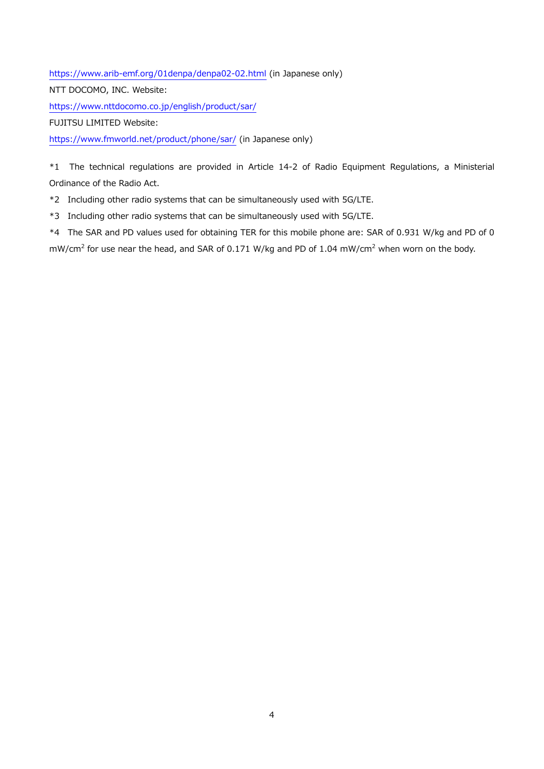https://www.arib-emf.org/01denpa/denpa02-02.html (in Japanese only)

NTT DOCOMO, INC. Website:

https://www.nttdocomo.co.jp/english/product/sar/

FUJITSU LIMITED Website:

https://www.fmworld.net/product/phone/sar/ (in Japanese only)

*1 The technical regulations are provided in Article 14-2 of Radio Equipment Regulations, a Ministerial Ordinance of the Radio Act.

*2 Including other radio systems that can be simultaneously used with 5G/LTE.

*3 Including other radio systems that can be simultaneously used with 5G/LTE.

*4 The SAR and PD values used for obtaining TER for this mobile phone are: SAR of 0.931 W/kg and PD of 0 $mW/cm^2$ for use near the head, and SAR of 0.171 W/kg and PD of 1.04 $mW/cm^2$ when worn on the body.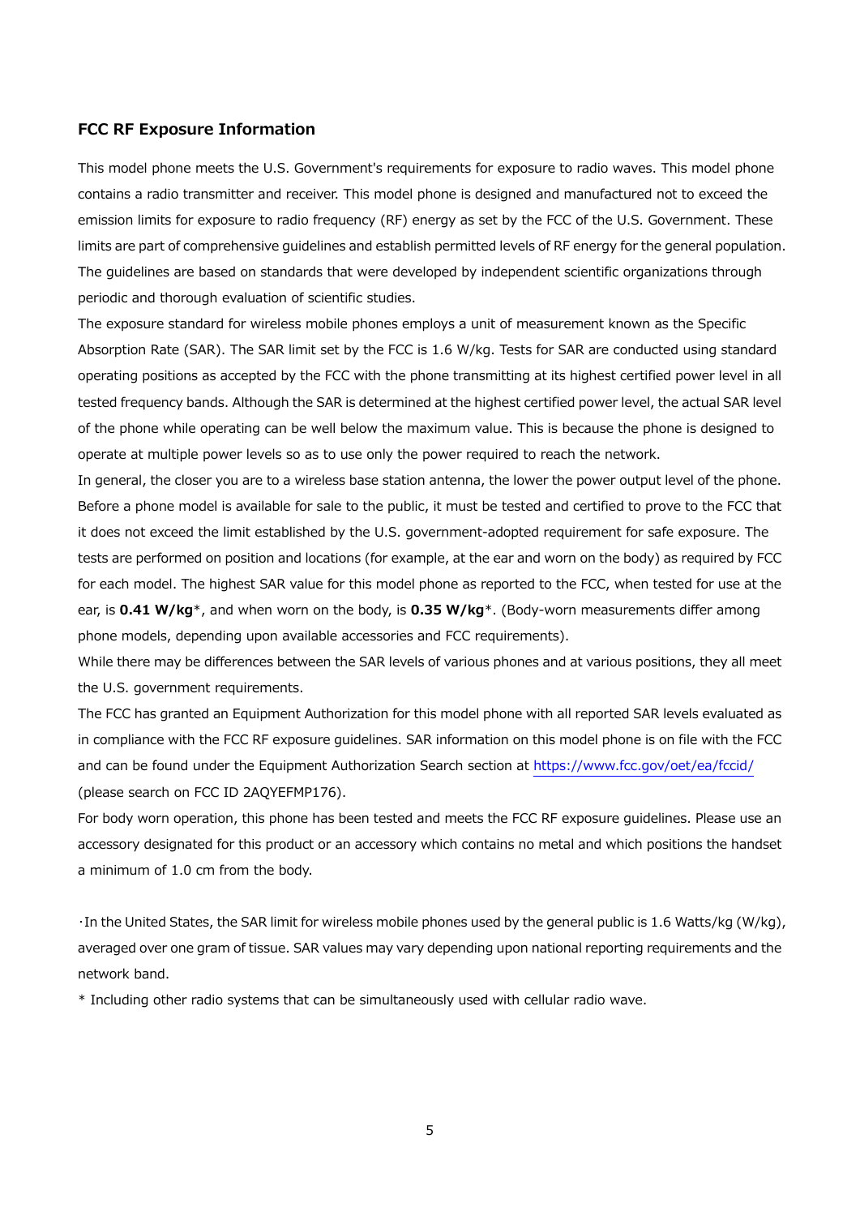## FCC RF Exposure Information

This model phone meets the U.S. Government's requirements for exposure to radio waves. This model phone contains a radio transmitter and receiver. This model phone is designed and manufactured not to exceed the emission limits for exposure to radio frequency (RF) energy as set by the FCC of the U.S. Government. These limits are part of comprehensive guidelines and establish permitted levels of RF energy for the general population. The guidelines are based on standards that were developed by independent scientific organizations through periodic and thorough evaluation of scientific studies.

The exposure standard for wireless mobile phones employs a unit of measurement known as the Specific Absorption Rate (SAR). The SAR limit set by the FCC is 1.6 W/kg. Tests for SAR are conducted using standard operating positions as accepted by the FCC with the phone transmitting at its highest certified power level in all tested frequency bands. Although the SAR is determined at the highest certified power level, the actual SAR level of the phone while operating can be well below the maximum value. This is because the phone is designed to operate at multiple power levels so as to use only the power required to reach the network.

In general, the closer you are to a wireless base station antenna, the lower the power output level of the phone. Before a phone model is available for sale to the public, it must be tested and certified to prove to the FCC that it does not exceed the limit established by the U.S. government-adopted requirement for safe exposure. The tests are performed on position and locations (for example, at the ear and worn on the body) as required by FCC for each model. The highest SAR value for this model phone as reported to the FCC, when tested for use at the ear, is **0.41 W/kg***, and when worn on the body, is **0.35 W/kg***. (Body-worn measurements differ among phone models, depending upon available accessories and FCC requirements).

While there may be differences between the SAR levels of various phones and at various positions, they all meet the U.S. government requirements.

The FCC has granted an Equipment Authorization for this model phone with all reported SAR levels evaluated as in compliance with the FCC RF exposure guidelines. SAR information on this model phone is on file with the FCC and can be found under the Equipment Authorization Search section at https://www.fcc.gov/oet/ea/fccid/ (please search on FCC ID 2AQYEFMP176).

For body worn operation, this phone has been tested and meets the FCC RF exposure guidelines. Please use an accessory designated for this product or an accessory which contains no metal and which positions the handset a minimum of 1.0 cm from the body.

･In the United States, the SAR limit for wireless mobile phones used by the general public is 1.6 Watts/kg (W/kg), averaged over one gram of tissue. SAR values may vary depending upon national reporting requirements and the network band.

* Including other radio systems that can be simultaneously used with cellular radio wave.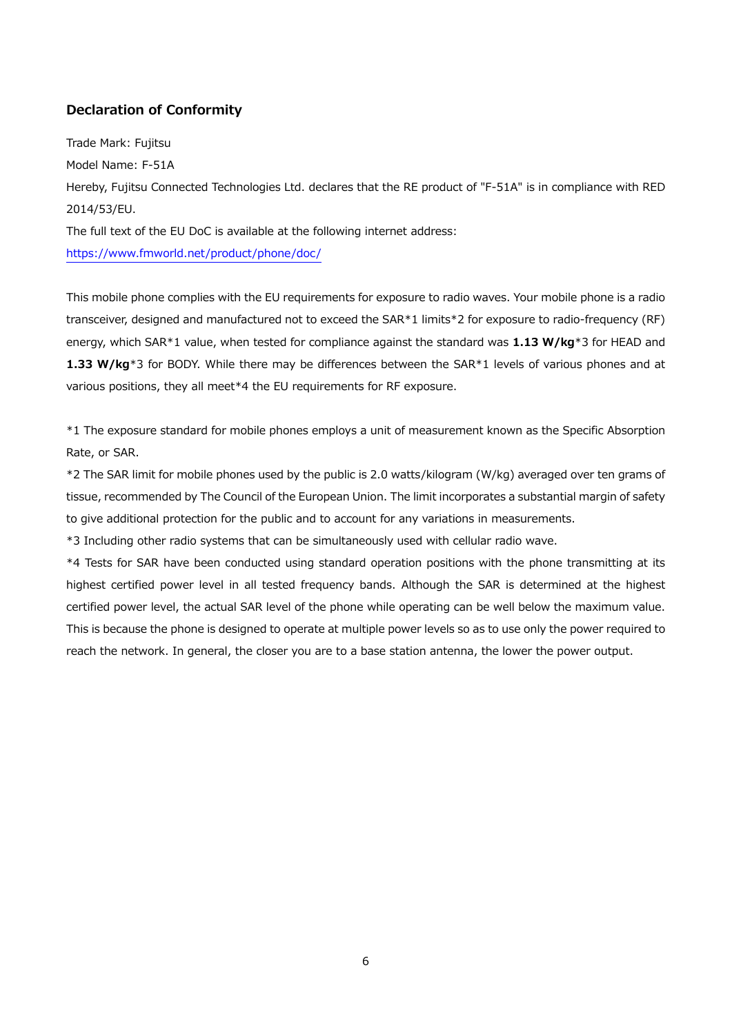## Declaration of Conformity

Trade Mark: Fujitsu

Model Name: F-51A

Hereby, Fujitsu Connected Technologies Ltd. declares that the RE product of "F-51A" is in compliance with RED 2014/53/EU.

The full text of the EU DoC is available at the following internet address:

[https://www.fmworld.net/product/phone/doc/](https://www.fmworld.net/product/phone/doc/)

This mobile phone complies with the EU requirements for exposure to radio waves. Your mobile phone is a radio transceiver, designed and manufactured not to exceed the SAR*1 limits*2 for exposure to radio-frequency (RF) energy, which SAR*1 value, when tested for compliance against the standard was **1.13 W/kg***3 for HEAD and **1.33 W/kg***3 for BODY. While there may be differences between the SAR*1 levels of various phones and at various positions, they all meet*4 the EU requirements for RF exposure.

*1 The exposure standard for mobile phones employs a unit of measurement known as the Specific Absorption Rate, or SAR.

*2 The SAR limit for mobile phones used by the public is 2.0 watts/kilogram (W/kg) averaged over ten grams of tissue, recommended by The Council of the European Union. The limit incorporates a substantial margin of safety to give additional protection for the public and to account for any variations in measurements.

*3 Including other radio systems that can be simultaneously used with cellular radio wave.

*4 Tests for SAR have been conducted using standard operation positions with the phone transmitting at its highest certified power level in all tested frequency bands. Although the SAR is determined at the highest certified power level, the actual SAR level of the phone while operating can be well below the maximum value. This is because the phone is designed to operate at multiple power levels so as to use only the power required to reach the network. In general, the closer you are to a base station antenna, the lower the power output.